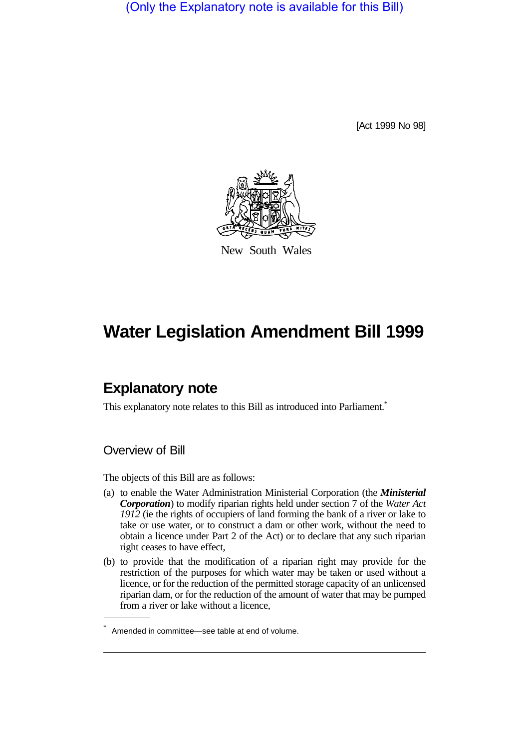(Only the Explanatory note is available for this Bill)

[Act 1999 No 98]

New South Wales

# Water Legislation Amendment Bill 1999

## Explanatory note

This explanatory note relates to this Bill as introduced into Parliament.*

### Overview of Bill

The objects of this Bill are as follows:

(a) to enable the Water Administration Ministerial Corporation (the ***Ministerial Corporation***) to modify riparian rights held under section 7 of the *Water Act 1912* (ie the rights of occupiers of land forming the bank of a river or lake to take or use water, or to construct a dam or other work, without the need to obtain a licence under Part 2 of the Act) or to declare that any such riparian right ceases to have effect,

(b) to provide that the modification of a riparian right may provide for the restriction of the purposes for which water may be taken or used without a licence, or for the reduction of the permitted storage capacity of an unlicensed riparian dam, or for the reduction of the amount of water that may be pumped from a river or lake without a licence,

\* Amended in committee—see table at end of volume.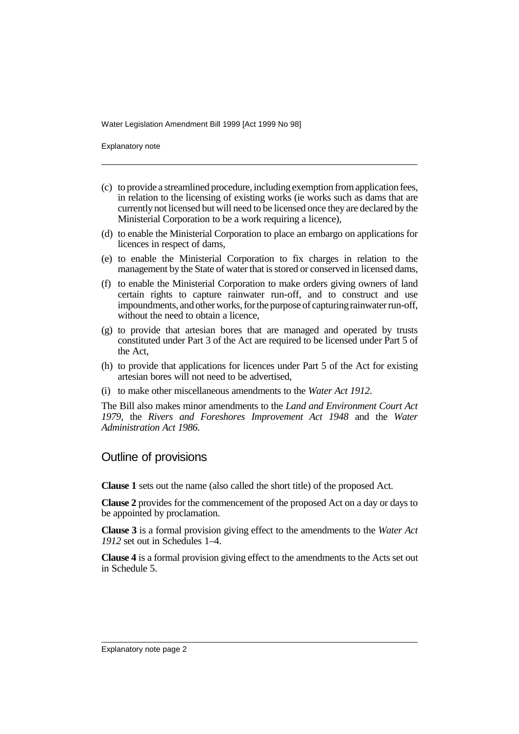(c) to provide a streamlined procedure, including exemption from application fees, in relation to the licensing of existing works (ie works such as dams that are currently not licensed but will need to be licensed once they are declared by the Ministerial Corporation to be a work requiring a licence),

(d) to enable the Ministerial Corporation to place an embargo on applications for licences in respect of dams,

(e) to enable the Ministerial Corporation to fix charges in relation to the management by the State of water that is stored or conserved in licensed dams,

(f) to enable the Ministerial Corporation to make orders giving owners of land certain rights to capture rainwater run-off, and to construct and use impoundments, and other works, for the purpose of capturing rainwater run-off, without the need to obtain a licence,

(g) to provide that artesian bores that are managed and operated by trusts constituted under Part 3 of the Act are required to be licensed under Part 5 of the Act,

(h) to provide that applications for licences under Part 5 of the Act for existing artesian bores will not need to be advertised,

(i) to make other miscellaneous amendments to the *Water Act 1912*.

The Bill also makes minor amendments to the *Land and Environment Court Act 1979*, the *Rivers and Foreshores Improvement Act 1948* and the *Water Administration Act 1986*.

## Outline of provisions

**Clause 1** sets out the name (also called the short title) of the proposed Act.

**Clause 2** provides for the commencement of the proposed Act on a day or days to be appointed by proclamation.

**Clause 3** is a formal provision giving effect to the amendments to the *Water Act 1912* set out in Schedules 1–4.

**Clause 4** is a formal provision giving effect to the amendments to the Acts set out in Schedule 5.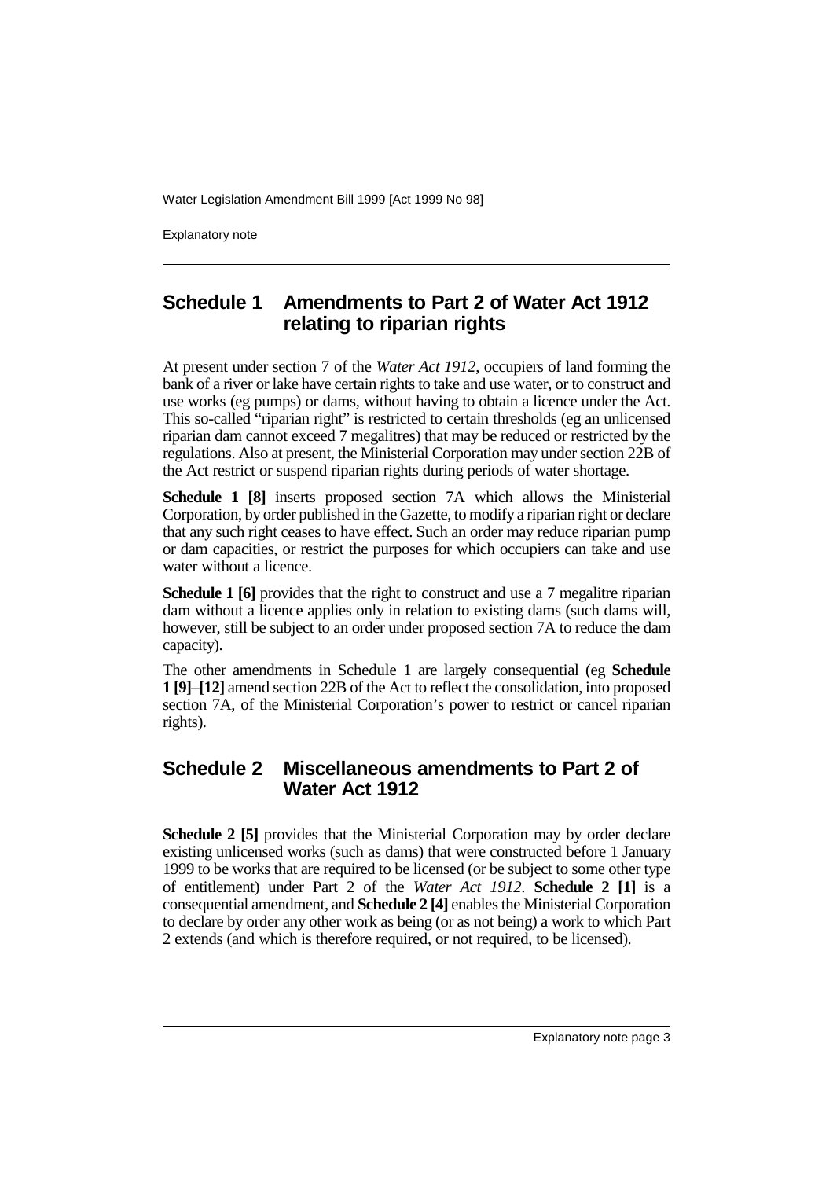## Schedule 1 Amendments to Part 2 of Water Act 1912 relating to riparian rights

At present under section 7 of the *Water Act 1912*, occupiers of land forming the bank of a river or lake have certain rights to take and use water, or to construct and use works (eg pumps) or dams, without having to obtain a licence under the Act. This so-called "riparian right" is restricted to certain thresholds (eg an unlicensed riparian dam cannot exceed 7 megalitres) that may be reduced or restricted by the regulations. Also at present, the Ministerial Corporation may under section 22B of the Act restrict or suspend riparian rights during periods of water shortage.

**Schedule 1 [8]** inserts proposed section 7A which allows the Ministerial Corporation, by order published in the Gazette, to modify a riparian right or declare that any such right ceases to have effect. Such an order may reduce riparian pump or dam capacities, or restrict the purposes for which occupiers can take and use water without a licence.

**Schedule 1 [6]** provides that the right to construct and use a 7 megalitre riparian dam without a licence applies only in relation to existing dams (such dams will, however, still be subject to an order under proposed section 7A to reduce the dam capacity).

The other amendments in Schedule 1 are largely consequential (eg **Schedule 1 [9]**–**[12]** amend section 22B of the Act to reflect the consolidation, into proposed section 7A, of the Ministerial Corporation's power to restrict or cancel riparian rights).

## Schedule 2 Miscellaneous amendments to Part 2 of Water Act 1912

**Schedule 2 [5]** provides that the Ministerial Corporation may by order declare existing unlicensed works (such as dams) that were constructed before 1 January 1999 to be works that are required to be licensed (or be subject to some other type of entitlement) under Part 2 of the *Water Act 1912*. **Schedule 2 [1]** is a consequential amendment, and **Schedule 2 [4]** enables the Ministerial Corporation to declare by order any other work as being (or as not being) a work to which Part 2 extends (and which is therefore required, or not required, to be licensed).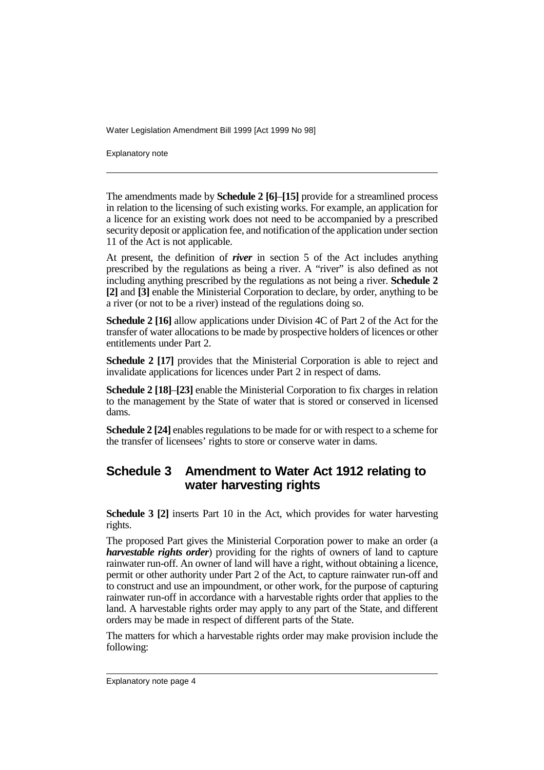The amendments made by **Schedule 2 [6]–[15]** provide for a streamlined process in relation to the licensing of such existing works. For example, an application for a licence for an existing work does not need to be accompanied by a prescribed security deposit or application fee, and notification of the application under section 11 of the Act is not applicable.

At present, the definition of ***river*** in section 5 of the Act includes anything prescribed by the regulations as being a river. A "river" is also defined as not including anything prescribed by the regulations as not being a river. **Schedule 2 [2]** and **[3]** enable the Ministerial Corporation to declare, by order, anything to be a river (or not to be a river) instead of the regulations doing so.

**Schedule 2 [16]** allow applications under Division 4C of Part 2 of the Act for the transfer of water allocations to be made by prospective holders of licences or other entitlements under Part 2.

**Schedule 2 [17]** provides that the Ministerial Corporation is able to reject and invalidate applications for licences under Part 2 in respect of dams.

**Schedule 2 [18]–[23]** enable the Ministerial Corporation to fix charges in relation to the management by the State of water that is stored or conserved in licensed dams.

**Schedule 2 [24]** enables regulations to be made for or with respect to a scheme for the transfer of licensees' rights to store or conserve water in dams.

## Schedule 3 Amendment to Water Act 1912 relating to water harvesting rights

**Schedule 3 [2]** inserts Part 10 in the Act, which provides for water harvesting rights.

The proposed Part gives the Ministerial Corporation power to make an order (a ***harvestable rights order***) providing for the rights of owners of land to capture rainwater run-off. An owner of land will have a right, without obtaining a licence, permit or other authority under Part 2 of the Act, to capture rainwater run-off and to construct and use an impoundment, or other work, for the purpose of capturing rainwater run-off in accordance with a harvestable rights order that applies to the land. A harvestable rights order may apply to any part of the State, and different orders may be made in respect of different parts of the State.

The matters for which a harvestable rights order may make provision include the following: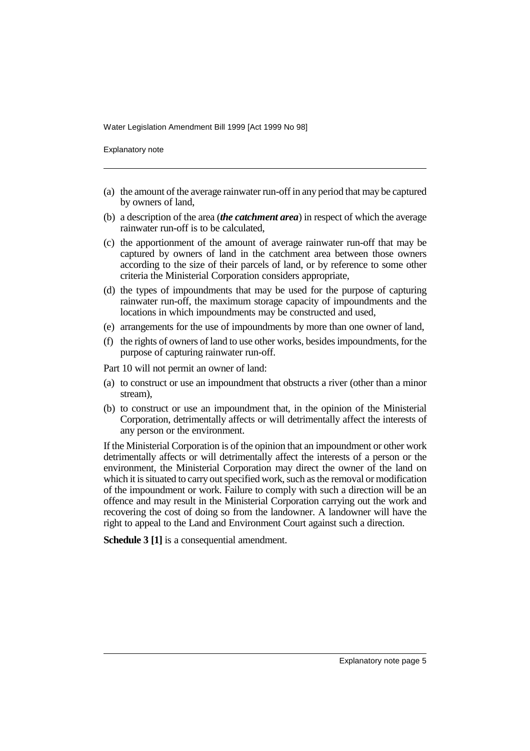(a) the amount of the average rainwater run-off in any period that may be captured by owners of land,

(b) a description of the area (***the catchment area***) in respect of which the average rainwater run-off is to be calculated,

(c) the apportionment of the amount of average rainwater run-off that may be captured by owners of land in the catchment area between those owners according to the size of their parcels of land, or by reference to some other criteria the Ministerial Corporation considers appropriate,

(d) the types of impoundments that may be used for the purpose of capturing rainwater run-off, the maximum storage capacity of impoundments and the locations in which impoundments may be constructed and used,

(e) arrangements for the use of impoundments by more than one owner of land,

(f) the rights of owners of land to use other works, besides impoundments, for the purpose of capturing rainwater run-off.

Part 10 will not permit an owner of land:

(a) to construct or use an impoundment that obstructs a river (other than a minor stream),

(b) to construct or use an impoundment that, in the opinion of the Ministerial Corporation, detrimentally affects or will detrimentally affect the interests of any person or the environment.

If the Ministerial Corporation is of the opinion that an impoundment or other work detrimentally affects or will detrimentally affect the interests of a person or the environment, the Ministerial Corporation may direct the owner of the land on which it is situated to carry out specified work, such as the removal or modification of the impoundment or work. Failure to comply with such a direction will be an offence and may result in the Ministerial Corporation carrying out the work and recovering the cost of doing so from the landowner. A landowner will have the right to appeal to the Land and Environment Court against such a direction.

**Schedule 3 [1]** is a consequential amendment.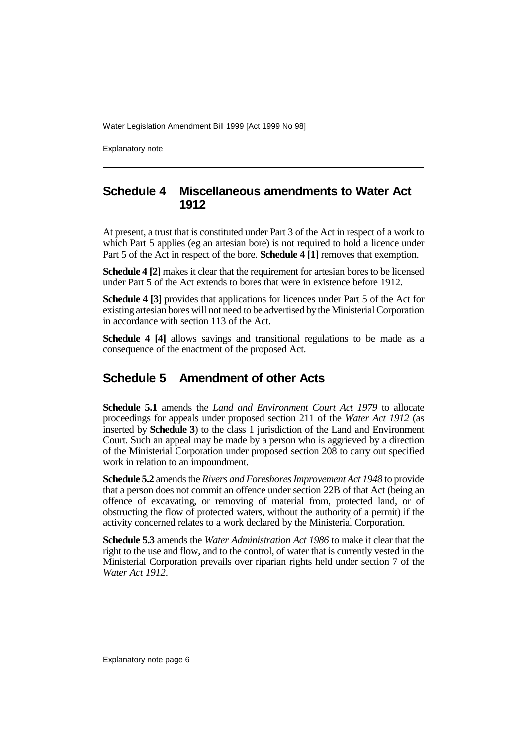## Schedule 4 Miscellaneous amendments to Water Act 1912

At present, a trust that is constituted under Part 3 of the Act in respect of a work to which Part 5 applies (eg an artesian bore) is not required to hold a licence under Part 5 of the Act in respect of the bore. **Schedule 4 [1]** removes that exemption.

**Schedule 4 [2]** makes it clear that the requirement for artesian bores to be licensed under Part 5 of the Act extends to bores that were in existence before 1912.

**Schedule 4 [3]** provides that applications for licences under Part 5 of the Act for existing artesian bores will not need to be advertised by the Ministerial Corporation in accordance with section 113 of the Act.

**Schedule 4 [4]** allows savings and transitional regulations to be made as a consequence of the enactment of the proposed Act.

## Schedule 5 Amendment of other Acts

**Schedule 5.1** amends the *Land and Environment Court Act 1979* to allocate proceedings for appeals under proposed section 211 of the *Water Act 1912* (as inserted by **Schedule 3**) to the class 1 jurisdiction of the Land and Environment Court. Such an appeal may be made by a person who is aggrieved by a direction of the Ministerial Corporation under proposed section 208 to carry out specified work in relation to an impoundment.

**Schedule 5.2** amends the *Rivers and Foreshores Improvement Act 1948* to provide that a person does not commit an offence under section 22B of that Act (being an offence of excavating, or removing of material from, protected land, or of obstructing the flow of protected waters, without the authority of a permit) if the activity concerned relates to a work declared by the Ministerial Corporation.

**Schedule 5.3** amends the *Water Administration Act 1986* to make it clear that the right to the use and flow, and to the control, of water that is currently vested in the Ministerial Corporation prevails over riparian rights held under section 7 of the *Water Act 1912*.